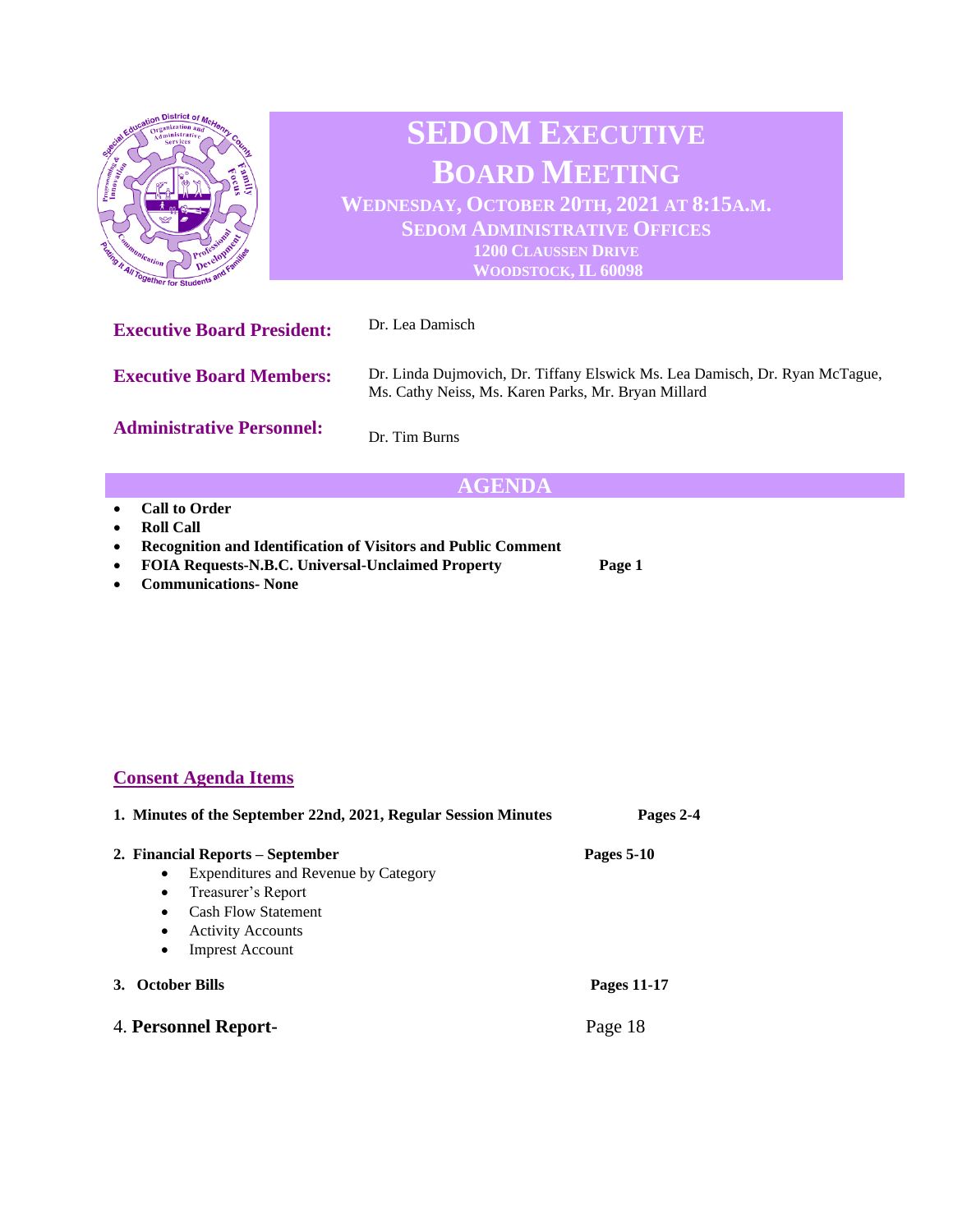# SEDOM EXECUTIVE BOARD MEETING

**WEDNESDAY, OCTOBER 20TH, 2021 AT 8:15A.M.**
**SEDOM ADMINISTRATIVE OFFICES**
**1200 CLAUSSEN DRIVE**
**WOODSTOCK, IL 60098**

| | |
|---|---|
| **Executive Board President:** | Dr. Lea Damisch |
| **Executive Board Members:** | Dr. Linda Dujmovich, Dr. Tiffany Elswick Ms. Lea Damisch, Dr. Ryan McTague, Ms. Cathy Neiss, Ms. Karen Parks, Mr. Bryan Millard |
| **Administrative Personnel:** | Dr. Tim Burns |

## AGENDA

- **Call to Order**
- **Roll Call**
- **Recognition and Identification of Visitors and Public Comment**
- **FOIA Requests-N.B.C. Universal-Unclaimed Property** — **Page 1**
- **Communications- None**

## Consent Agenda Items

1. **Minutes of the September 22nd, 2021, Regular Session Minutes** — **Pages 2-4**

2. **Financial Reports – September** — **Pages 5-10**
   - Expenditures and Revenue by Category
   - Treasurer's Report
   - Cash Flow Statement
   - Activity Accounts
   - Imprest Account

3. **October Bills** — **Pages 11-17**

4. **Personnel Report-** — Page 18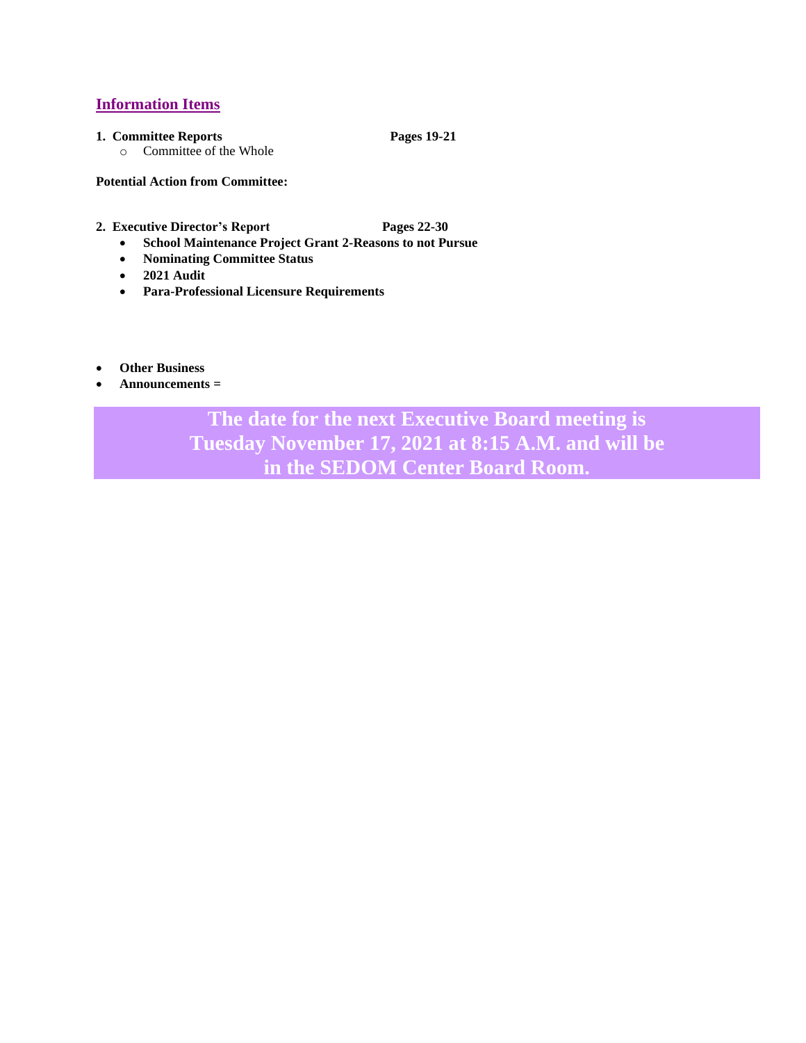## Information Items

1. **Committee Reports** **Pages 19-21**
   - Committee of the Whole

**Potential Action from Committee:**

2. **Executive Director's Report** **Pages 22-30**
   - **School Maintenance Project Grant 2-Reasons to not Pursue**
   - **Nominating Committee Status**
   - **2021 Audit**
   - **Para-Professional Licensure Requirements**

- **Other Business**
- **Announcements =**

**The date for the next Executive Board meeting is Tuesday November 17, 2021 at 8:15 A.M. and will be in the SEDOM Center Board Room.**